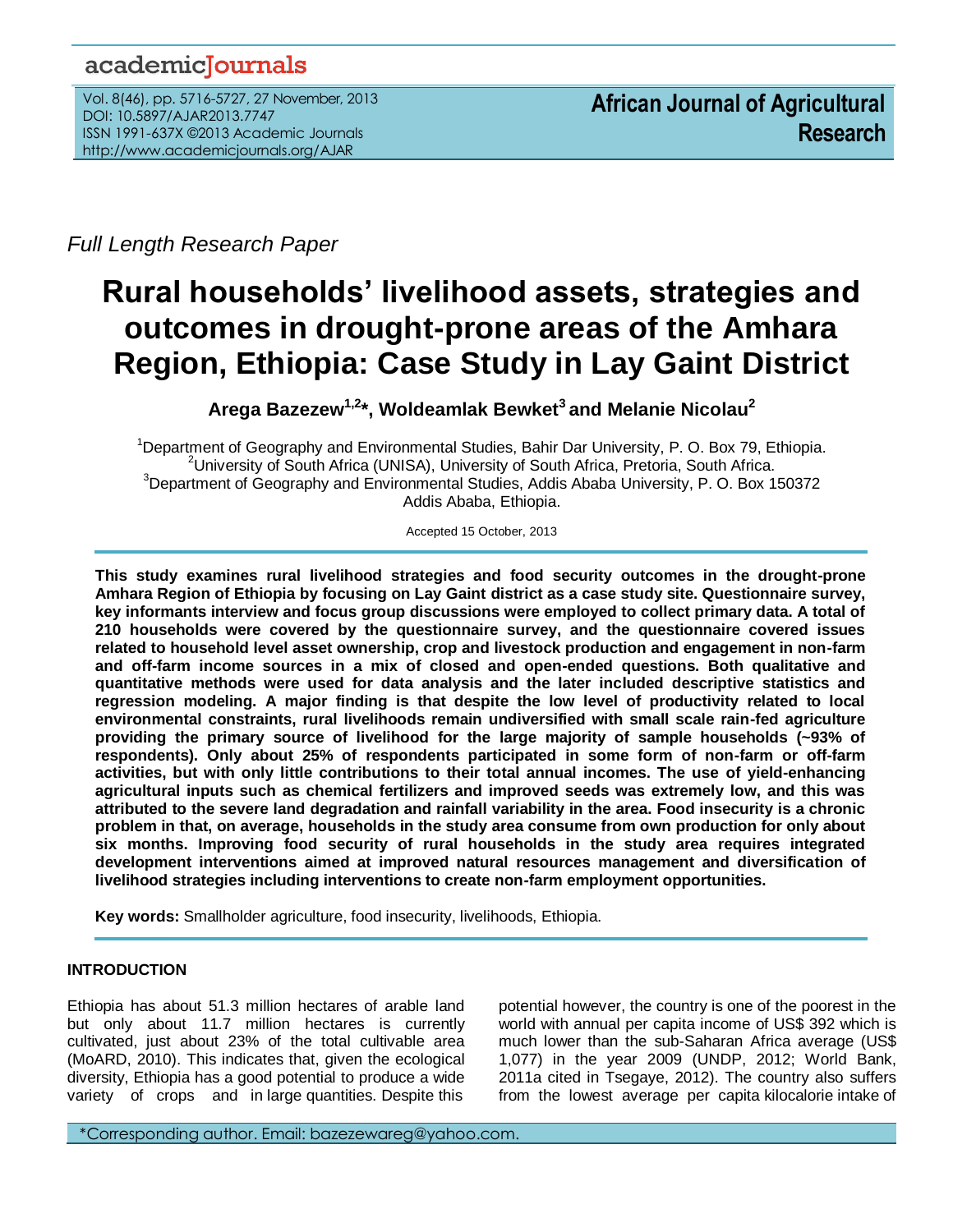Full Length Research Paper

# Rural households' livelihood assets, strategies and outcomes in drought-prone areas of the Amhara Region, Ethiopia: Case Study in Lay Gaint District

**Arega Bazezew[1,2]*, Woldeamlak Bewket[3] and Melanie Nicolau[2]**

[1]Department of Geography and Environmental Studies, Bahir Dar University, P. O. Box 79, Ethiopia.
[2]University of South Africa (UNISA), University of South Africa, Pretoria, South Africa.
[3]Department of Geography and Environmental Studies, Addis Ababa University, P. O. Box 150372 Addis Ababa, Ethiopia.

Accepted 15 October, 2013

**This study examines rural livelihood strategies and food security outcomes in the drought-prone Amhara Region of Ethiopia by focusing on Lay Gaint district as a case study site. Questionnaire survey, key informants interview and focus group discussions were employed to collect primary data. A total of 210 households were covered by the questionnaire survey, and the questionnaire covered issues related to household level asset ownership, crop and livestock production and engagement in non-farm and off-farm income sources in a mix of closed and open-ended questions. Both qualitative and quantitative methods were used for data analysis and the later included descriptive statistics and regression modeling. A major finding is that despite the low level of productivity related to local environmental constraints, rural livelihoods remain undiversified with small scale rain-fed agriculture providing the primary source of livelihood for the large majority of sample households (~93% of respondents). Only about 25% of respondents participated in some form of non-farm or off-farm activities, but with only little contributions to their total annual incomes. The use of yield-enhancing agricultural inputs such as chemical fertilizers and improved seeds was extremely low, and this was attributed to the severe land degradation and rainfall variability in the area. Food insecurity is a chronic problem in that, on average, households in the study area consume from own production for only about six months. Improving food security of rural households in the study area requires integrated development interventions aimed at improved natural resources management and diversification of livelihood strategies including interventions to create non-farm employment opportunities.**

**Key words:** Smallholder agriculture, food insecurity, livelihoods, Ethiopia.

## INTRODUCTION

Ethiopia has about 51.3 million hectares of arable land but only about 11.7 million hectares is currently cultivated, just about 23% of the total cultivable area (MoARD, 2010). This indicates that, given the ecological diversity, Ethiopia has a good potential to produce a wide variety of crops and in large quantities. Despite this potential however, the country is one of the poorest in the world with annual per capita income of US$ 392 which is much lower than the sub-Saharan Africa average (US$ 1,077) in the year 2009 (UNDP, 2012; World Bank, 2011a cited in Tsegaye, 2012). The country also suffers from the lowest average per capita kilocalorie intake of

*Corresponding author. Email: bazezewareg@yahoo.com.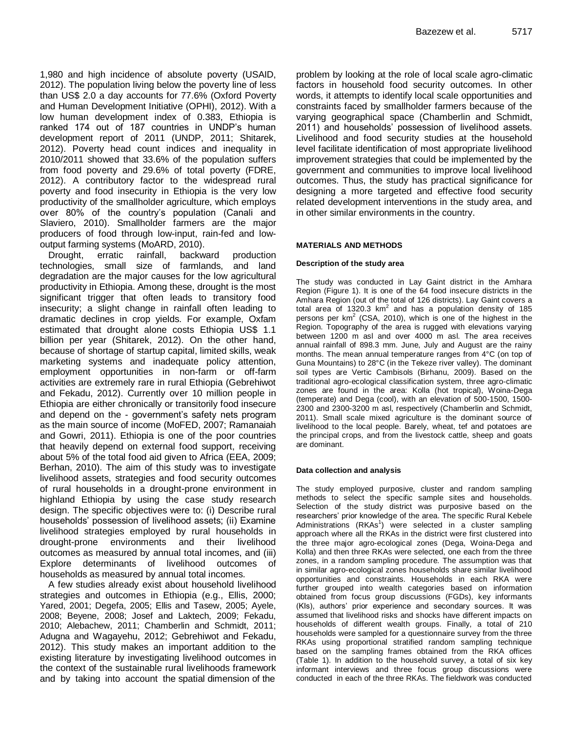1,980 and high incidence of absolute poverty (USAID, 2012). The population living below the poverty line of less than US$ 2.0 a day accounts for 77.6% (Oxford Poverty and Human Development Initiative (OPHI), 2012). With a low human development index of 0.383, Ethiopia is ranked 174 out of 187 countries in UNDP's human development report of 2011 (UNDP, 2011; Shitarek, 2012). Poverty head count indices and inequality in 2010/2011 showed that 33.6% of the population suffers from food poverty and 29.6% of total poverty (FDRE, 2012). A contributory factor to the widespread rural poverty and food insecurity in Ethiopia is the very low productivity of the smallholder agriculture, which employs over 80% of the country's population (Canali and Slaviero, 2010). Smallholder farmers are the major producers of food through low-input, rain-fed and low-output farming systems (MoARD, 2010).

Drought, erratic rainfall, backward production technologies, small size of farmlands, and land degradation are the major causes for the low agricultural productivity in Ethiopia. Among these, drought is the most significant trigger that often leads to transitory food insecurity; a slight change in rainfall often leading to dramatic declines in crop yields. For example, Oxfam estimated that drought alone costs Ethiopia US$ 1.1 billion per year (Shitarek, 2012). On the other hand, because of shortage of startup capital, limited skills, weak marketing systems and inadequate policy attention, employment opportunities in non-farm or off-farm activities are extremely rare in rural Ethiopia (Gebrehiwot and Fekadu, 2012). Currently over 10 million people in Ethiopia are either chronically or transitorily food insecure and depend on the - government's safety nets program as the main source of income (MoFED, 2007; Ramanaiah and Gowri, 2011). Ethiopia is one of the poor countries that heavily depend on external food support, receiving about 5% of the total food aid given to Africa (EEA, 2009; Berhan, 2010). The aim of this study was to investigate livelihood assets, strategies and food security outcomes of rural households in a drought-prone environment in highland Ethiopia by using the case study research design. The specific objectives were to: (i) Describe rural households' possession of livelihood assets; (ii) Examine livelihood strategies employed by rural households in drought-prone environments and their livelihood outcomes as measured by annual total incomes, and (iii) Explore determinants of livelihood outcomes of households as measured by annual total incomes.

A few studies already exist about household livelihood strategies and outcomes in Ethiopia (e.g., Ellis, 2000; Yared, 2001; Degefa, 2005; Ellis and Tasew, 2005; Ayele, 2008; Beyene, 2008; Josef and Laktech, 2009; Fekadu, 2010; Alebachew, 2011; Chamberlin and Schmidt, 2011; Adugna and Wagayehu, 2012; Gebrehiwot and Fekadu, 2012). This study makes an important addition to the existing literature by investigating livelihood outcomes in the context of the sustainable rural livelihoods framework and by taking into account the spatial dimension of the problem by looking at the role of local scale agro-climatic factors in household food security outcomes. In other words, it attempts to identify local scale opportunities and constraints faced by smallholder farmers because of the varying geographical space (Chamberlin and Schmidt, 2011) and households' possession of livelihood assets. Livelihood and food security studies at the household level facilitate identification of most appropriate livelihood improvement strategies that could be implemented by the government and communities to improve local livelihood outcomes. Thus, the study has practical significance for designing a more targeted and effective food security related development interventions in the study area, and in other similar environments in the country.

## MATERIALS AND METHODS

### Description of the study area

The study was conducted in Lay Gaint district in the Amhara Region (Figure 1). It is one of the 64 food insecure districts in the Amhara Region (out of the total of 126 districts). Lay Gaint covers a total area of 1320.3 $km^2$ and has a population density of 185 persons per $km^2$ (CSA, 2010), which is one of the highest in the Region. Topography of the area is rugged with elevations varying between 1200 m asl and over 4000 m asl. The area receives annual rainfall of 898.3 mm. June, July and August are the rainy months. The mean annual temperature ranges from 4°C (on top of Guna Mountains) to 28°C (in the Tekeze river valley). The dominant soil types are Vertic Cambisols (Birhanu, 2009). Based on the traditional agro-ecological classification system, three agro-climatic zones are found in the area: Kolla (hot tropical), Woina-Dega (temperate) and Dega (cool), with an elevation of 500-1500, 1500-2300 and 2300-3200 m asl, respectively (Chamberlin and Schmidt, 2011). Small scale mixed agriculture is the dominant source of livelihood to the local people. Barely, wheat, tef and potatoes are the principal crops, and from the livestock cattle, sheep and goats are dominant.

### Data collection and analysis

The study employed purposive, cluster and random sampling methods to select the specific sample sites and households. Selection of the study district was purposive based on the researchers' prior knowledge of the area. The specific Rural Kebele Administrations (RKAs[1]) were selected in a cluster sampling approach where all the RKAs in the district were first clustered into the three major agro-ecological zones (Dega, Woina-Dega and Kolla) and then three RKAs were selected, one each from the three zones, in a random sampling procedure. The assumption was that in similar agro-ecological zones households share similar livelihood opportunities and constraints. Households in each RKA were further grouped into wealth categories based on information obtained from focus group discussions (FGDs), key informants (KIs), authors' prior experience and secondary sources. It was assumed that livelihood risks and shocks have different impacts on households of different wealth groups. Finally, a total of 210 households were sampled for a questionnaire survey from the three RKAs using proportional stratified random sampling technique based on the sampling frames obtained from the RKA offices (Table 1). In addition to the household survey, a total of six key informant interviews and three focus group discussions were conducted in each of the three RKAs. The fieldwork was conducted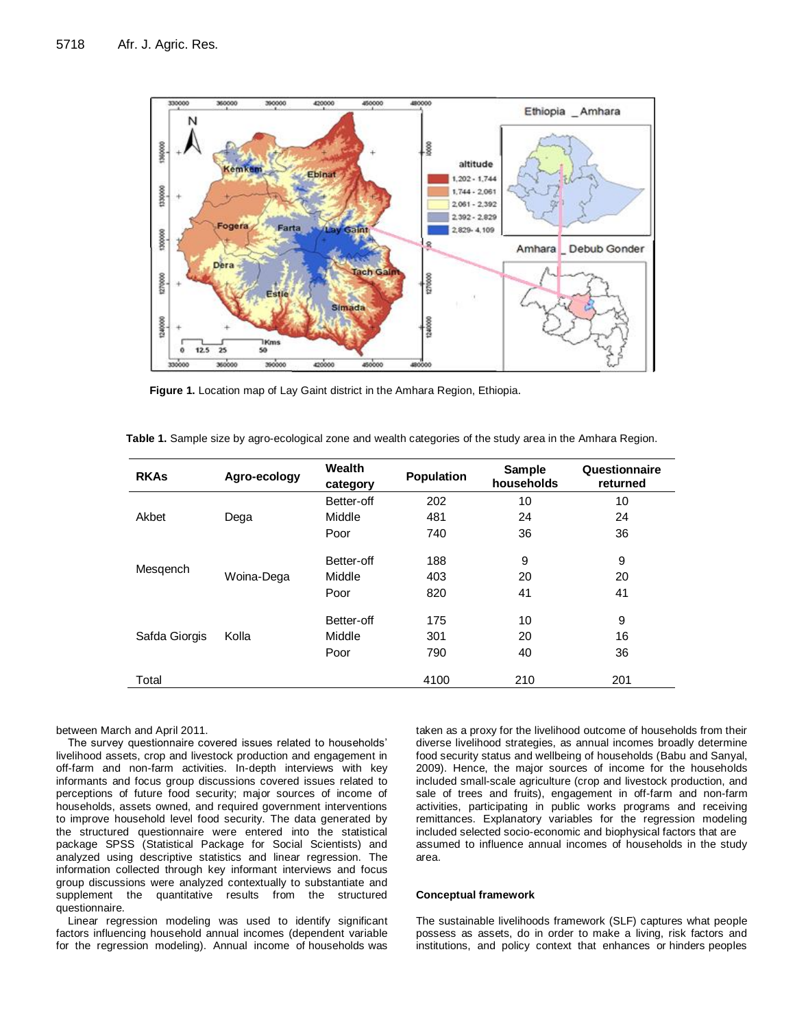Figure 1. Location map of Lay Gaint district in the Amhara Region, Ethiopia.

**Table 1.** Sample size by agro-ecological zone and wealth categories of the study area in the Amhara Region.

| RKAs | Agro-ecology | Wealth category | Population | Sample households | Questionnaire returned |
|---|---|---|---|---|---|
| Akbet | Dega | Better-off | 202 | 10 | 10 |
| | | Middle | 481 | 24 | 24 |
| | | Poor | 740 | 36 | 36 |
| Mesqench | Woina-Dega | Better-off | 188 | 9 | 9 |
| | | Middle | 403 | 20 | 20 |
| | | Poor | 820 | 41 | 41 |
| Safda Giorgis | Kolla | Better-off | 175 | 10 | 9 |
| | | Middle | 301 | 20 | 16 |
| | | Poor | 790 | 40 | 36 |
| Total | | | 4100 | 210 | 201 |

between March and April 2011.

The survey questionnaire covered issues related to households' livelihood assets, crop and livestock production and engagement in off-farm and non-farm activities. In-depth interviews with key informants and focus group discussions covered issues related to perceptions of future food security; major sources of income of households, assets owned, and required government interventions to improve household level food security. The data generated by the structured questionnaire were entered into the statistical package SPSS (Statistical Package for Social Scientists) and analyzed using descriptive statistics and linear regression. The information collected through key informant interviews and focus group discussions were analyzed contextually to substantiate and supplement the quantitative results from the structured questionnaire.

Linear regression modeling was used to identify significant factors influencing household annual incomes (dependent variable for the regression modeling). Annual income of households was taken as a proxy for the livelihood outcome of households from their diverse livelihood strategies, as annual incomes broadly determine food security status and wellbeing of households (Babu and Sanyal, 2009). Hence, the major sources of income for the households included small-scale agriculture (crop and livestock production, and sale of trees and fruits), engagement in off-farm and non-farm activities, participating in public works programs and receiving remittances. Explanatory variables for the regression modeling included selected socio-economic and biophysical factors that are assumed to influence annual incomes of households in the study area.

### Conceptual framework

The sustainable livelihoods framework (SLF) captures what people possess as assets, do in order to make a living, risk factors and institutions, and policy context that enhances or hinders peoples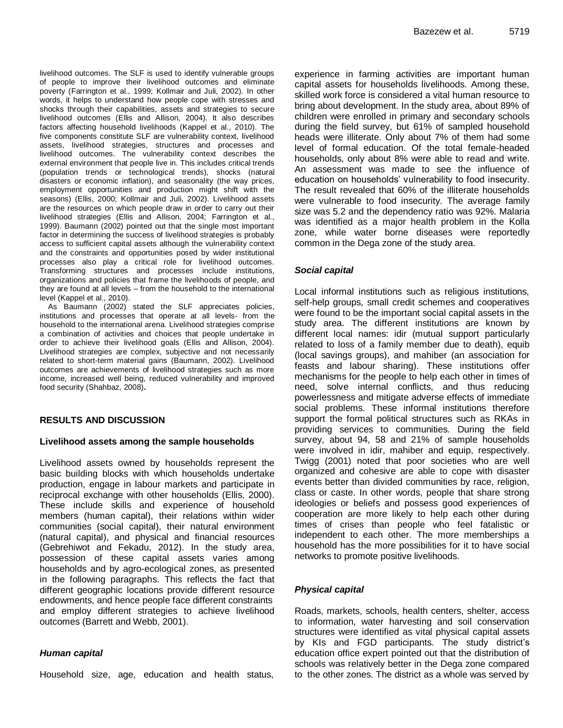livelihood outcomes. The SLF is used to identify vulnerable groups of people to improve their livelihood outcomes and eliminate poverty (Farrington et al., 1999; Kollmair and Juli, 2002). In other words, it helps to understand how people cope with stresses and shocks through their capabilities, assets and strategies to secure livelihood outcomes (Ellis and Allison, 2004). It also describes factors affecting household livelihoods (Kappel et al., 2010). The five components constitute SLF are vulnerability context, livelihood assets, livelihood strategies, structures and processes and livelihood outcomes. The vulnerability context describes the external environment that people live in. This includes critical trends (population trends or technological trends), shocks (natural disasters or economic inflation), and seasonality (the way prices, employment opportunities and production might shift with the seasons) (Ellis, 2000; Kollmair and Juli, 2002). Livelihood assets are the resources on which people draw in order to carry out their livelihood strategies (Ellis and Allison, 2004; Farrington et al., 1999). Baumann (2002) pointed out that the single most important factor in determining the success of livelihood strategies is probably access to sufficient capital assets although the vulnerability context and the constraints and opportunities posed by wider institutional processes also play a critical role for livelihood outcomes. Transforming structures and processes include institutions, organizations and policies that frame the livelihoods of people, and they are found at all levels – from the household to the international level (Kappel et al., 2010).

As Baumann (2002) stated the SLF appreciates policies, institutions and processes that operate at all levels- from the household to the international arena. Livelihood strategies comprise a combination of activities and choices that people undertake in order to achieve their livelihood goals (Ellis and Allison, 2004). Livelihood strategies are complex, subjective and not necessarily related to short-term material gains (Baumann, 2002). Livelihood outcomes are achievements of livelihood strategies such as more income, increased well being, reduced vulnerability and improved food security (Shahbaz, 2008).

## RESULTS AND DISCUSSION

### Livelihood assets among the sample households

Livelihood assets owned by households represent the basic building blocks with which households undertake production, engage in labour markets and participate in reciprocal exchange with other households (Ellis, 2000). These include skills and experience of household members (human capital), their relations within wider communities (social capital), their natural environment (natural capital), and physical and financial resources (Gebrehiwot and Fekadu, 2012). In the study area, possession of these capital assets varies among households and by agro-ecological zones, as presented in the following paragraphs. This reflects the fact that different geographic locations provide different resource endowments, and hence people face different constraints and employ different strategies to achieve livelihood outcomes (Barrett and Webb, 2001).

#### *Human capital*

Household size, age, education and health status, experience in farming activities are important human capital assets for households livelihoods. Among these, skilled work force is considered a vital human resource to bring about development. In the study area, about 89% of children were enrolled in primary and secondary schools during the field survey, but 61% of sampled household heads were illiterate. Only about 7% of them had some level of formal education. Of the total female-headed households, only about 8% were able to read and write. An assessment was made to see the influence of education on households' vulnerability to food insecurity. The result revealed that 60% of the illiterate households were vulnerable to food insecurity. The average family size was 5.2 and the dependency ratio was 92%. Malaria was identified as a major health problem in the Kolla zone, while water borne diseases were reportedly common in the Dega zone of the study area.

#### *Social capital*

Local informal institutions such as religious institutions, self-help groups, small credit schemes and cooperatives were found to be the important social capital assets in the study area. The different institutions are known by different local names: idir (mutual support particularly related to loss of a family member due to death), equib (local savings groups), and mahiber (an association for feasts and labour sharing). These institutions offer mechanisms for the people to help each other in times of need, solve internal conflicts, and thus reducing powerlessness and mitigate adverse effects of immediate social problems. These informal institutions therefore support the formal political structures such as RKAs in providing services to communities. During the field survey, about 94, 58 and 21% of sample households were involved in idir, mahiber and equip, respectively. Twigg (2001) noted that poor societies who are well organized and cohesive are able to cope with disaster events better than divided communities by race, religion, class or caste. In other words, people that share strong ideologies or beliefs and possess good experiences of cooperation are more likely to help each other during times of crises than people who feel fatalistic or independent to each other. The more memberships a household has the more possibilities for it to have social networks to promote positive livelihoods.

#### *Physical capital*

Roads, markets, schools, health centers, shelter, access to information, water harvesting and soil conservation structures were identified as vital physical capital assets by KIs and FGD participants. The study district's education office expert pointed out that the distribution of schools was relatively better in the Dega zone compared to the other zones. The district as a whole was served by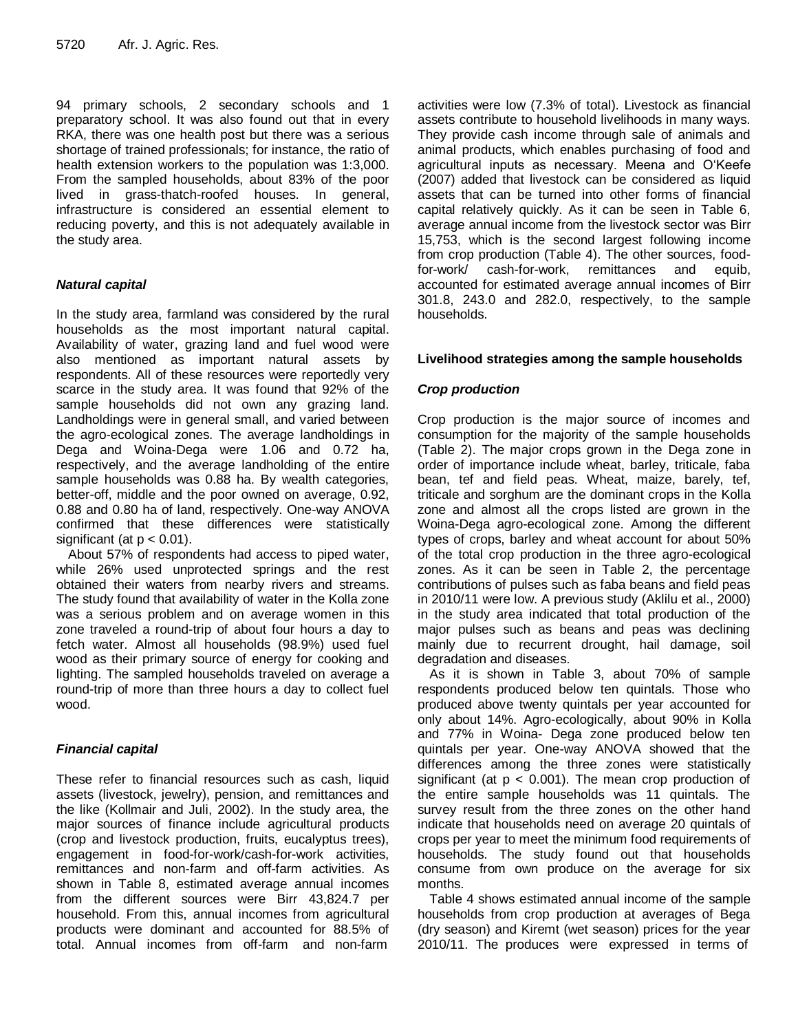94 primary schools, 2 secondary schools and 1 preparatory school. It was also found out that in every RKA, there was one health post but there was a serious shortage of trained professionals; for instance, the ratio of health extension workers to the population was 1:3,000. From the sampled households, about 83% of the poor lived in grass-thatch-roofed houses. In general, infrastructure is considered an essential element to reducing poverty, and this is not adequately available in the study area.

### *Natural capital*

In the study area, farmland was considered by the rural households as the most important natural capital. Availability of water, grazing land and fuel wood were also mentioned as important natural assets by respondents. All of these resources were reportedly very scarce in the study area. It was found that 92% of the sample households did not own any grazing land. Landholdings were in general small, and varied between the agro-ecological zones. The average landholdings in Dega and Woina-Dega were 1.06 and 0.72 ha, respectively, and the average landholding of the entire sample households was 0.88 ha. By wealth categories, better-off, middle and the poor owned on average, 0.92, 0.88 and 0.80 ha of land, respectively. One-way ANOVA confirmed that these differences were statistically significant (at $p < 0.01$).

About 57% of respondents had access to piped water, while 26% used unprotected springs and the rest obtained their waters from nearby rivers and streams. The study found that availability of water in the Kolla zone was a serious problem and on average women in this zone traveled a round-trip of about four hours a day to fetch water. Almost all households (98.9%) used fuel wood as their primary source of energy for cooking and lighting. The sampled households traveled on average a round-trip of more than three hours a day to collect fuel wood.

### *Financial capital*

These refer to financial resources such as cash, liquid assets (livestock, jewelry), pension, and remittances and the like (Kollmair and Juli, 2002). In the study area, the major sources of finance include agricultural products (crop and livestock production, fruits, eucalyptus trees), engagement in food-for-work/cash-for-work activities, remittances and non-farm and off-farm activities. As shown in Table 8, estimated average annual incomes from the different sources were Birr 43,824.7 per household. From this, annual incomes from agricultural products were dominant and accounted for 88.5% of total. Annual incomes from off-farm and non-farm activities were low (7.3% of total). Livestock as financial assets contribute to household livelihoods in many ways. They provide cash income through sale of animals and animal products, which enables purchasing of food and agricultural inputs as necessary. Meena and O'Keefe (2007) added that livestock can be considered as liquid assets that can be turned into other forms of financial capital relatively quickly. As it can be seen in Table 6, average annual income from the livestock sector was Birr 15,753, which is the second largest following income from crop production (Table 4). The other sources, food-for-work/ cash-for-work, remittances and equib, accounted for estimated average annual incomes of Birr 301.8, 243.0 and 282.0, respectively, to the sample households.

## Livelihood strategies among the sample households

### *Crop production*

Crop production is the major source of incomes and consumption for the majority of the sample households (Table 2). The major crops grown in the Dega zone in order of importance include wheat, barley, triticale, faba bean, tef and field peas. Wheat, maize, barely, tef, triticale and sorghum are the dominant crops in the Kolla zone and almost all the crops listed are grown in the Woina-Dega agro-ecological zone. Among the different types of crops, barley and wheat account for about 50% of the total crop production in the three agro-ecological zones. As it can be seen in Table 2, the percentage contributions of pulses such as faba beans and field peas in 2010/11 were low. A previous study (Aklilu et al., 2000) in the study area indicated that total production of the major pulses such as beans and peas was declining mainly due to recurrent drought, hail damage, soil degradation and diseases.

As it is shown in Table 3, about 70% of sample respondents produced below ten quintals. Those who produced above twenty quintals per year accounted for only about 14%. Agro-ecologically, about 90% in Kolla and 77% in Woina- Dega zone produced below ten quintals per year. One-way ANOVA showed that the differences among the three zones were statistically significant (at $p < 0.001$). The mean crop production of the entire sample households was 11 quintals. The survey result from the three zones on the other hand indicate that households need on average 20 quintals of crops per year to meet the minimum food requirements of households. The study found out that households consume from own produce on the average for six months.

Table 4 shows estimated annual income of the sample households from crop production at averages of Bega (dry season) and Kiremt (wet season) prices for the year 2010/11. The produces were expressed in terms of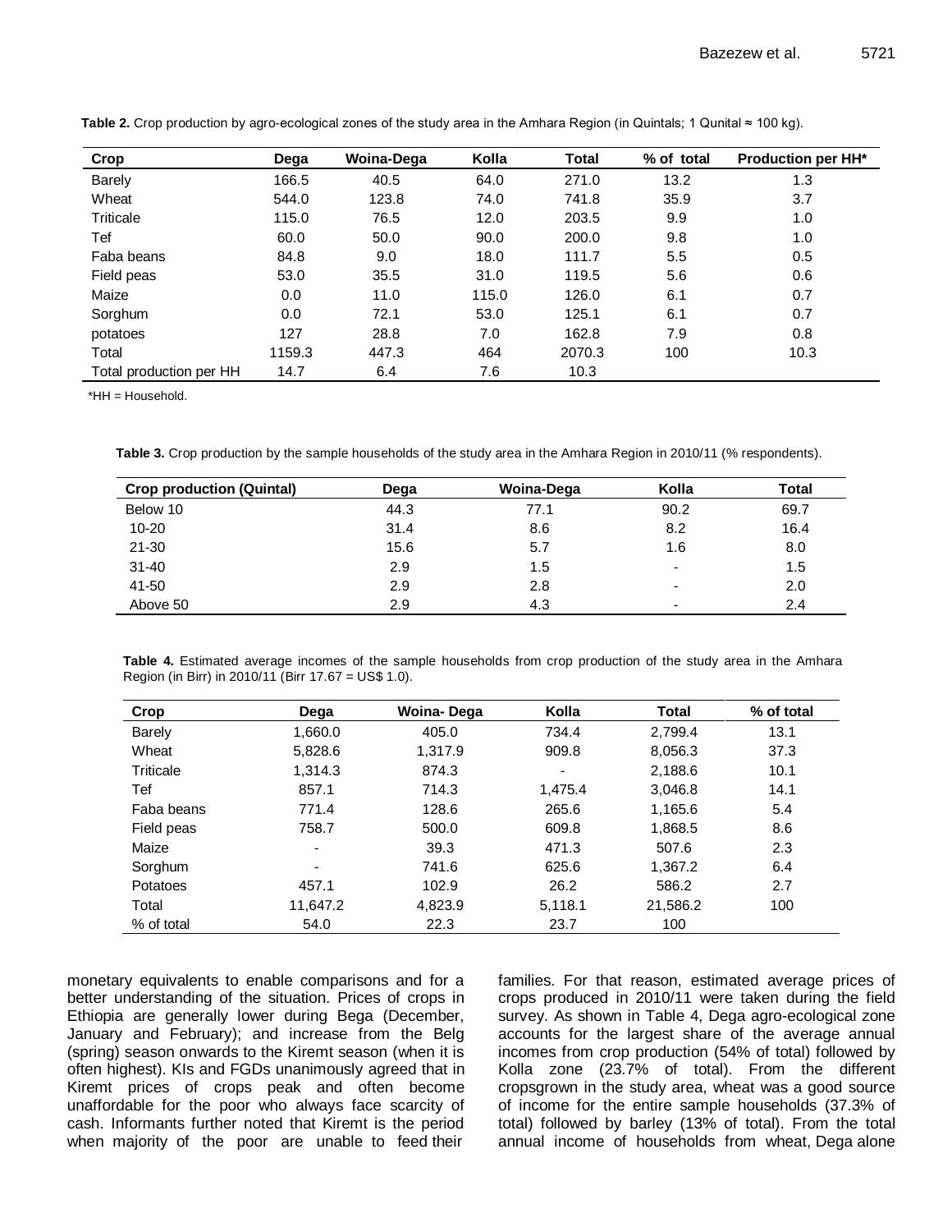**Table 2.** Crop production by agro-ecological zones of the study area in the Amhara Region (in Quintals; 1 Qunital ≈ 100 kg).

| Crop | Dega | Woina-Dega | Kolla | Total | % of total | Production per HH* |
|---|---|---|---|---|---|---|
| Barely | 166.5 | 40.5 | 64.0 | 271.0 | 13.2 | 1.3 |
| Wheat | 544.0 | 123.8 | 74.0 | 741.8 | 35.9 | 3.7 |
| Triticale | 115.0 | 76.5 | 12.0 | 203.5 | 9.9 | 1.0 |
| Tef | 60.0 | 50.0 | 90.0 | 200.0 | 9.8 | 1.0 |
| Faba beans | 84.8 | 9.0 | 18.0 | 111.7 | 5.5 | 0.5 |
| Field peas | 53.0 | 35.5 | 31.0 | 119.5 | 5.6 | 0.6 |
| Maize | 0.0 | 11.0 | 115.0 | 126.0 | 6.1 | 0.7 |
| Sorghum | 0.0 | 72.1 | 53.0 | 125.1 | 6.1 | 0.7 |
| potatoes | 127 | 28.8 | 7.0 | 162.8 | 7.9 | 0.8 |
| Total | 1159.3 | 447.3 | 464 | 2070.3 | 100 | 10.3 |
| Total production per HH | 14.7 | 6.4 | 7.6 | 10.3 | | |

*HH = Household.

**Table 3.** Crop production by the sample households of the study area in the Amhara Region in 2010/11 (% respondents).

| Crop production (Quintal) | Dega | Woina-Dega | Kolla | Total |
|---|---|---|---|---|
| Below 10 | 44.3 | 77.1 | 90.2 | 69.7 |
| 10-20 | 31.4 | 8.6 | 8.2 | 16.4 |
| 21-30 | 15.6 | 5.7 | 1.6 | 8.0 |
| 31-40 | 2.9 | 1.5 | - | 1.5 |
| 41-50 | 2.9 | 2.8 | - | 2.0 |
| Above 50 | 2.9 | 4.3 | - | 2.4 |

**Table 4.** Estimated average incomes of the sample households from crop production of the study area in the Amhara Region (in Birr) in 2010/11 (Birr 17.67 = US$ 1.0).

| Crop | Dega | Woina- Dega | Kolla | Total | % of total |
|---|---|---|---|---|---|
| Barely | 1,660.0 | 405.0 | 734.4 | 2,799.4 | 13.1 |
| Wheat | 5,828.6 | 1,317.9 | 909.8 | 8,056.3 | 37.3 |
| Triticale | 1,314.3 | 874.3 | - | 2,188.6 | 10.1 |
| Tef | 857.1 | 714.3 | 1,475.4 | 3,046.8 | 14.1 |
| Faba beans | 771.4 | 128.6 | 265.6 | 1,165.6 | 5.4 |
| Field peas | 758.7 | 500.0 | 609.8 | 1,868.5 | 8.6 |
| Maize | - | 39.3 | 471.3 | 507.6 | 2.3 |
| Sorghum | - | 741.6 | 625.6 | 1,367.2 | 6.4 |
| Potatoes | 457.1 | 102.9 | 26.2 | 586.2 | 2.7 |
| Total | 11,647.2 | 4,823.9 | 5,118.1 | 21,586.2 | 100 |
| % of total | 54.0 | 22.3 | 23.7 | 100 | |

monetary equivalents to enable comparisons and for a better understanding of the situation. Prices of crops in Ethiopia are generally lower during Bega (December, January and February); and increase from the Belg (spring) season onwards to the Kiremt season (when it is often highest). KIs and FGDs unanimously agreed that in Kiremt prices of crops peak and often become unaffordable for the poor who always face scarcity of cash. Informants further noted that Kiremt is the period when majority of the poor are unable to feed their families. For that reason, estimated average prices of crops produced in 2010/11 were taken during the field survey. As shown in Table 4, Dega agro-ecological zone accounts for the largest share of the average annual incomes from crop production (54% of total) followed by Kolla zone (23.7% of total). From the different cropsgrown in the study area, wheat was a good source of income for the entire sample households (37.3% of total) followed by barley (13% of total). From the total annual income of households from wheat, Dega alone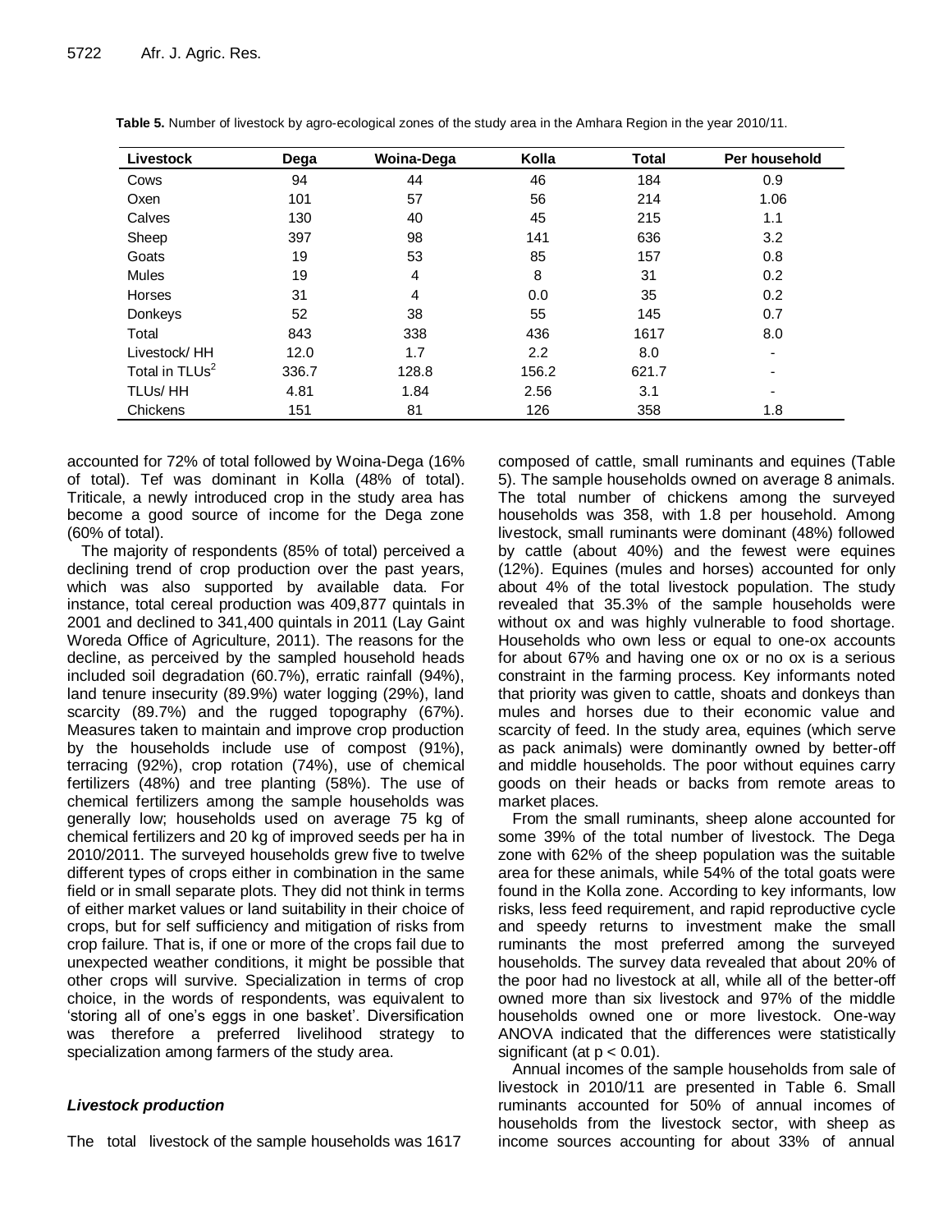**Table 5.** Number of livestock by agro-ecological zones of the study area in the Amhara Region in the year 2010/11.

| Livestock | Dega | Woina-Dega | Kolla | Total | Per household |
|---|---|---|---|---|---|
| Cows | 94 | 44 | 46 | 184 | 0.9 |
| Oxen | 101 | 57 | 56 | 214 | 1.06 |
| Calves | 130 | 40 | 45 | 215 | 1.1 |
| Sheep | 397 | 98 | 141 | 636 | 3.2 |
| Goats | 19 | 53 | 85 | 157 | 0.8 |
| Mules | 19 | 4 | 8 | 31 | 0.2 |
| Horses | 31 | 4 | 0.0 | 35 | 0.2 |
| Donkeys | 52 | 38 | 55 | 145 | 0.7 |
| Total | 843 | 338 | 436 | 1617 | 8.0 |
| Livestock/ HH | 12.0 | 1.7 | 2.2 | 8.0 | - |
| Total in TLUs[2] | 336.7 | 128.8 | 156.2 | 621.7 | - |
| TLUs/ HH | 4.81 | 1.84 | 2.56 | 3.1 | - |
| Chickens | 151 | 81 | 126 | 358 | 1.8 |

accounted for 72% of total followed by Woina-Dega (16% of total). Tef was dominant in Kolla (48% of total). Triticale, a newly introduced crop in the study area has become a good source of income for the Dega zone (60% of total).

The majority of respondents (85% of total) perceived a declining trend of crop production over the past years, which was also supported by available data. For instance, total cereal production was 409,877 quintals in 2001 and declined to 341,400 quintals in 2011 (Lay Gaint Woreda Office of Agriculture, 2011). The reasons for the decline, as perceived by the sampled household heads included soil degradation (60.7%), erratic rainfall (94%), land tenure insecurity (89.9%) water logging (29%), land scarcity (89.7%) and the rugged topography (67%). Measures taken to maintain and improve crop production by the households include use of compost (91%), terracing (92%), crop rotation (74%), use of chemical fertilizers (48%) and tree planting (58%). The use of chemical fertilizers among the sample households was generally low; households used on average 75 kg of chemical fertilizers and 20 kg of improved seeds per ha in 2010/2011. The surveyed households grew five to twelve different types of crops either in combination in the same field or in small separate plots. They did not think in terms of either market values or land suitability in their choice of crops, but for self sufficiency and mitigation of risks from crop failure. That is, if one or more of the crops fail due to unexpected weather conditions, it might be possible that other crops will survive. Specialization in terms of crop choice, in the words of respondents, was equivalent to 'storing all of one's eggs in one basket'. Diversification was therefore a preferred livelihood strategy to specialization among farmers of the study area.

### *Livestock production*

The total livestock of the sample households was 1617 composed of cattle, small ruminants and equines (Table 5). The sample households owned on average 8 animals. The total number of chickens among the surveyed households was 358, with 1.8 per household. Among livestock, small ruminants were dominant (48%) followed by cattle (about 40%) and the fewest were equines (12%). Equines (mules and horses) accounted for only about 4% of the total livestock population. The study revealed that 35.3% of the sample households were without ox and was highly vulnerable to food shortage. Households who own less or equal to one-ox accounts for about 67% and having one ox or no ox is a serious constraint in the farming process. Key informants noted that priority was given to cattle, shoats and donkeys than mules and horses due to their economic value and scarcity of feed. In the study area, equines (which serve as pack animals) were dominantly owned by better-off and middle households. The poor without equines carry goods on their heads or backs from remote areas to market places.

From the small ruminants, sheep alone accounted for some 39% of the total number of livestock. The Dega zone with 62% of the sheep population was the suitable area for these animals, while 54% of the total goats were found in the Kolla zone. According to key informants, low risks, less feed requirement, and rapid reproductive cycle and speedy returns to investment make the small ruminants the most preferred among the surveyed households. The survey data revealed that about 20% of the poor had no livestock at all, while all of the better-off owned more than six livestock and 97% of the middle households owned one or more livestock. One-way ANOVA indicated that the differences were statistically significant (at $p < 0.01$).

Annual incomes of the sample households from sale of livestock in 2010/11 are presented in Table 6. Small ruminants accounted for 50% of annual incomes of households from the livestock sector, with sheep as income sources accounting for about 33% of annual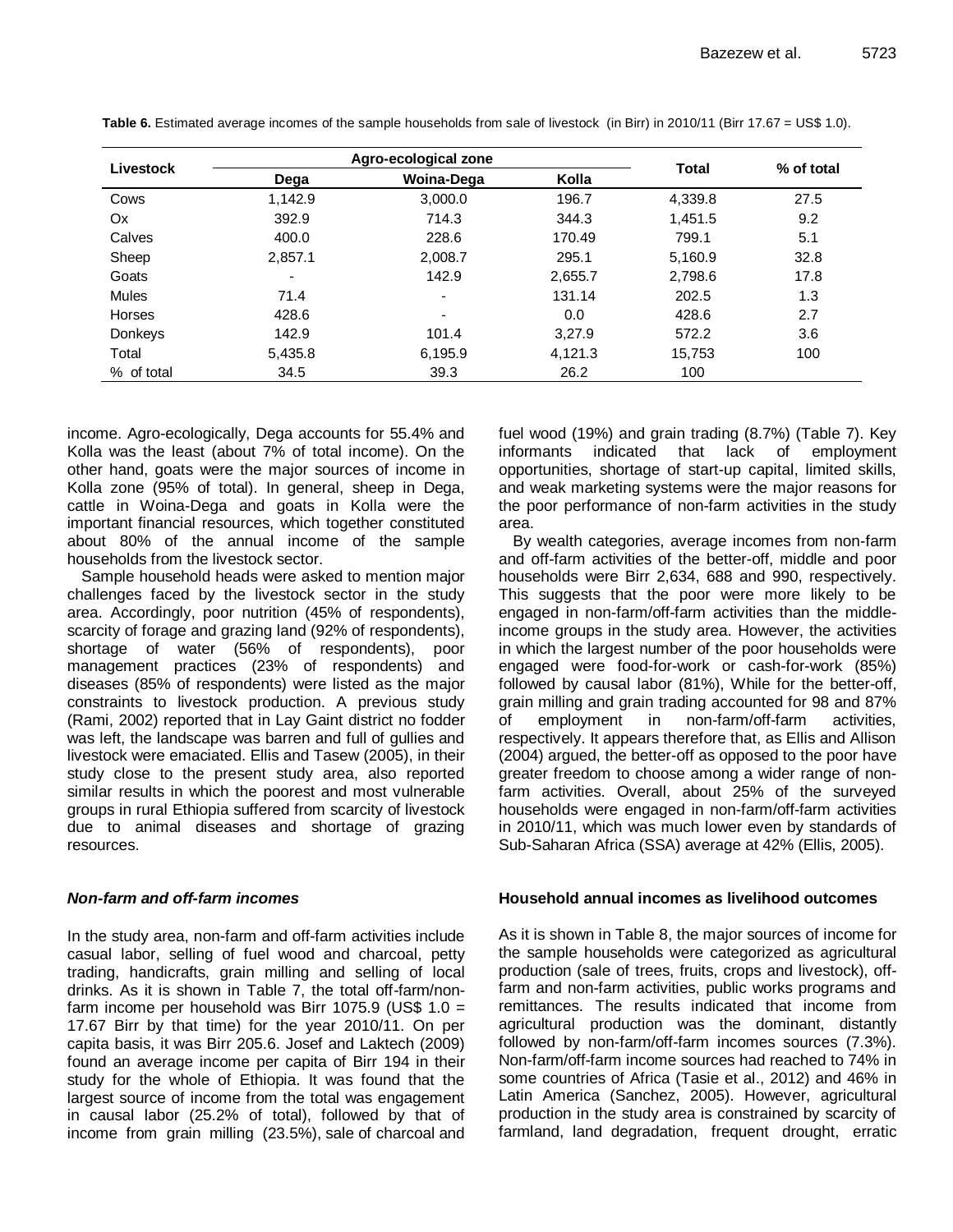**Table 6.** Estimated average incomes of the sample households from sale of livestock (in Birr) in 2010/11 (Birr 17.67 = US$ 1.0).

| Livestock | Agro-ecological zone | | | Total | % of total |
|---|---|---|---|---|---|
| | Dega | Woina-Dega | Kolla | | |
| Cows | 1,142.9 | 3,000.0 | 196.7 | 4,339.8 | 27.5 |
| Ox | 392.9 | 714.3 | 344.3 | 1,451.5 | 9.2 |
| Calves | 400.0 | 228.6 | 170.49 | 799.1 | 5.1 |
| Sheep | 2,857.1 | 2,008.7 | 295.1 | 5,160.9 | 32.8 |
| Goats | - | 142.9 | 2,655.7 | 2,798.6 | 17.8 |
| Mules | 71.4 | - | 131.14 | 202.5 | 1.3 |
| Horses | 428.6 | - | 0.0 | 428.6 | 2.7 |
| Donkeys | 142.9 | 101.4 | 3,27.9 | 572.2 | 3.6 |
| Total | 5,435.8 | 6,195.9 | 4,121.3 | 15,753 | 100 |
| % of total | 34.5 | 39.3 | 26.2 | 100 | |

income. Agro-ecologically, Dega accounts for 55.4% and Kolla was the least (about 7% of total income). On the other hand, goats were the major sources of income in Kolla zone (95% of total). In general, sheep in Dega, cattle in Woina-Dega and goats in Kolla were the important financial resources, which together constituted about 80% of the annual income of the sample households from the livestock sector.

Sample household heads were asked to mention major challenges faced by the livestock sector in the study area. Accordingly, poor nutrition (45% of respondents), scarcity of forage and grazing land (92% of respondents), shortage of water (56% of respondents), poor management practices (23% of respondents) and diseases (85% of respondents) were listed as the major constraints to livestock production. A previous study (Rami, 2002) reported that in Lay Gaint district no fodder was left, the landscape was barren and full of gullies and livestock were emaciated. Ellis and Tasew (2005), in their study close to the present study area, also reported similar results in which the poorest and most vulnerable groups in rural Ethiopia suffered from scarcity of livestock due to animal diseases and shortage of grazing resources.

### *Non-farm and off-farm incomes*

In the study area, non-farm and off-farm activities include casual labor, selling of fuel wood and charcoal, petty trading, handicrafts, grain milling and selling of local drinks. As it is shown in Table 7, the total off-farm/non-farm income per household was Birr 1075.9 (US$ 1.0 = 17.67 Birr by that time) for the year 2010/11. On per capita basis, it was Birr 205.6. Josef and Laktech (2009) found an average income per capita of Birr 194 in their study for the whole of Ethiopia. It was found that the largest source of income from the total was engagement in causal labor (25.2% of total), followed by that of income from grain milling (23.5%), sale of charcoal and fuel wood (19%) and grain trading (8.7%) (Table 7). Key informants indicated that lack of employment opportunities, shortage of start-up capital, limited skills, and weak marketing systems were the major reasons for the poor performance of non-farm activities in the study area.

By wealth categories, average incomes from non-farm and off-farm activities of the better-off, middle and poor households were Birr 2,634, 688 and 990, respectively. This suggests that the poor were more likely to be engaged in non-farm/off-farm activities than the middle-income groups in the study area. However, the activities in which the largest number of the poor households were engaged were food-for-work or cash-for-work (85%) followed by causal labor (81%), While for the better-off, grain milling and grain trading accounted for 98 and 87% of employment in non-farm/off-farm activities, respectively. It appears therefore that, as Ellis and Allison (2004) argued, the better-off as opposed to the poor have greater freedom to choose among a wider range of non-farm activities. Overall, about 25% of the surveyed households were engaged in non-farm/off-farm activities in 2010/11, which was much lower even by standards of Sub-Saharan Africa (SSA) average at 42% (Ellis, 2005).

### **Household annual incomes as livelihood outcomes**

As it is shown in Table 8, the major sources of income for the sample households were categorized as agricultural production (sale of trees, fruits, crops and livestock), off-farm and non-farm activities, public works programs and remittances. The results indicated that income from agricultural production was the dominant, distantly followed by non-farm/off-farm incomes sources (7.3%). Non-farm/off-farm income sources had reached to 74% in some countries of Africa (Tasie et al., 2012) and 46% in Latin America (Sanchez, 2005). However, agricultural production in the study area is constrained by scarcity of farmland, land degradation, frequent drought, erratic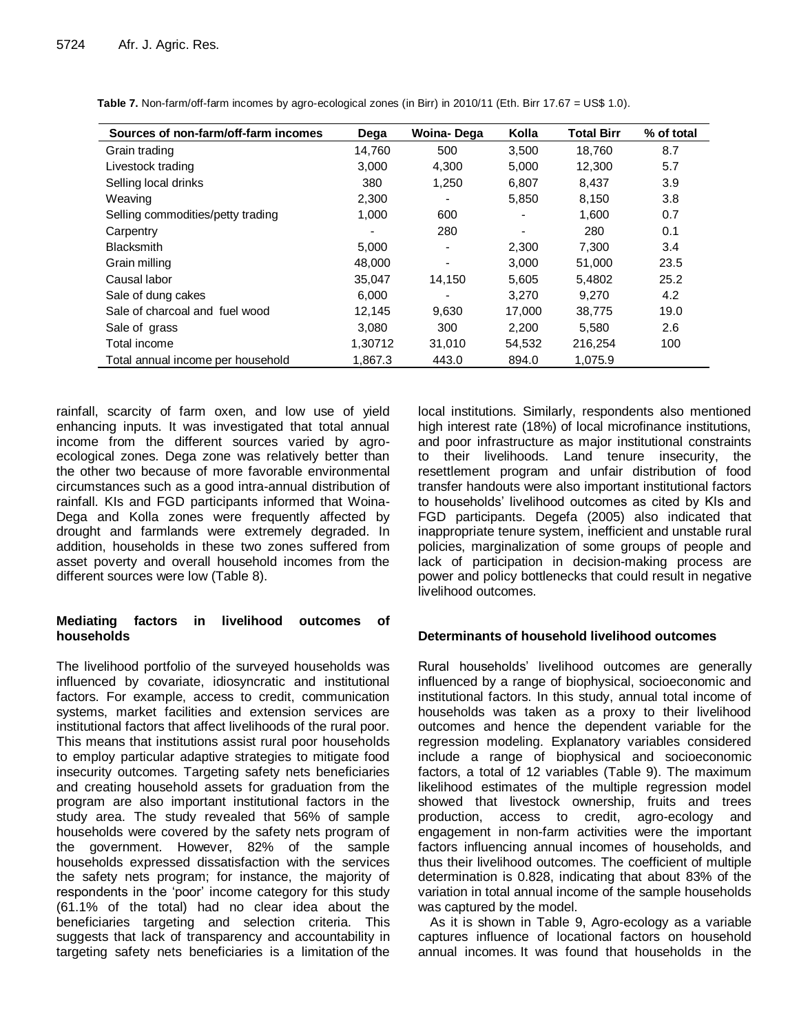**Table 7.** Non-farm/off-farm incomes by agro-ecological zones (in Birr) in 2010/11 (Eth. Birr 17.67 = US$ 1.0).

| Sources of non-farm/off-farm incomes | Dega | Woina- Dega | Kolla | Total Birr | % of total |
|---|---|---|---|---|---|
| Grain trading | 14,760 | 500 | 3,500 | 18,760 | 8.7 |
| Livestock trading | 3,000 | 4,300 | 5,000 | 12,300 | 5.7 |
| Selling local drinks | 380 | 1,250 | 6,807 | 8,437 | 3.9 |
| Weaving | 2,300 | - | 5,850 | 8,150 | 3.8 |
| Selling commodities/petty trading | 1,000 | 600 | - | 1,600 | 0.7 |
| Carpentry | - | 280 | - | 280 | 0.1 |
| Blacksmith | 5,000 | - | 2,300 | 7,300 | 3.4 |
| Grain milling | 48,000 | - | 3,000 | 51,000 | 23.5 |
| Causal labor | 35,047 | 14,150 | 5,605 | 5,4802 | 25.2 |
| Sale of dung cakes | 6,000 | - | 3,270 | 9,270 | 4.2 |
| Sale of charcoal and fuel wood | 12,145 | 9,630 | 17,000 | 38,775 | 19.0 |
| Sale of grass | 3,080 | 300 | 2,200 | 5,580 | 2.6 |
| Total income | 1,30712 | 31,010 | 54,532 | 216,254 | 100 |
| Total annual income per household | 1,867.3 | 443.0 | 894.0 | 1,075.9 | |

rainfall, scarcity of farm oxen, and low use of yield enhancing inputs. It was investigated that total annual income from the different sources varied by agro-ecological zones. Dega zone was relatively better than the other two because of more favorable environmental circumstances such as a good intra-annual distribution of rainfall. KIs and FGD participants informed that Woina-Dega and Kolla zones were frequently affected by drought and farmlands were extremely degraded. In addition, households in these two zones suffered from asset poverty and overall household incomes from the different sources were low (Table 8).

### Mediating factors in livelihood outcomes of households

The livelihood portfolio of the surveyed households was influenced by covariate, idiosyncratic and institutional factors. For example, access to credit, communication systems, market facilities and extension services are institutional factors that affect livelihoods of the rural poor. This means that institutions assist rural poor households to employ particular adaptive strategies to mitigate food insecurity outcomes. Targeting safety nets beneficiaries and creating household assets for graduation from the program are also important institutional factors in the study area. The study revealed that 56% of sample households were covered by the safety nets program of the government. However, 82% of the sample households expressed dissatisfaction with the services the safety nets program; for instance, the majority of respondents in the 'poor' income category for this study (61.1% of the total) had no clear idea about the beneficiaries targeting and selection criteria. This suggests that lack of transparency and accountability in targeting safety nets beneficiaries is a limitation of the local institutions. Similarly, respondents also mentioned high interest rate (18%) of local microfinance institutions, and poor infrastructure as major institutional constraints to their livelihoods. Land tenure insecurity, the resettlement program and unfair distribution of food transfer handouts were also important institutional factors to households' livelihood outcomes as cited by KIs and FGD participants. Degefa (2005) also indicated that inappropriate tenure system, inefficient and unstable rural policies, marginalization of some groups of people and lack of participation in decision-making process are power and policy bottlenecks that could result in negative livelihood outcomes.

### Determinants of household livelihood outcomes

Rural households' livelihood outcomes are generally influenced by a range of biophysical, socioeconomic and institutional factors. In this study, annual total income of households was taken as a proxy to their livelihood outcomes and hence the dependent variable for the regression modeling. Explanatory variables considered include a range of biophysical and socioeconomic factors, a total of 12 variables (Table 9). The maximum likelihood estimates of the multiple regression model showed that livestock ownership, fruits and trees production, access to credit, agro-ecology and engagement in non-farm activities were the important factors influencing annual incomes of households, and thus their livelihood outcomes. The coefficient of multiple determination is 0.828, indicating that about 83% of the variation in total annual income of the sample households was captured by the model.

As it is shown in Table 9, Agro-ecology as a variable captures influence of locational factors on household annual incomes. It was found that households in the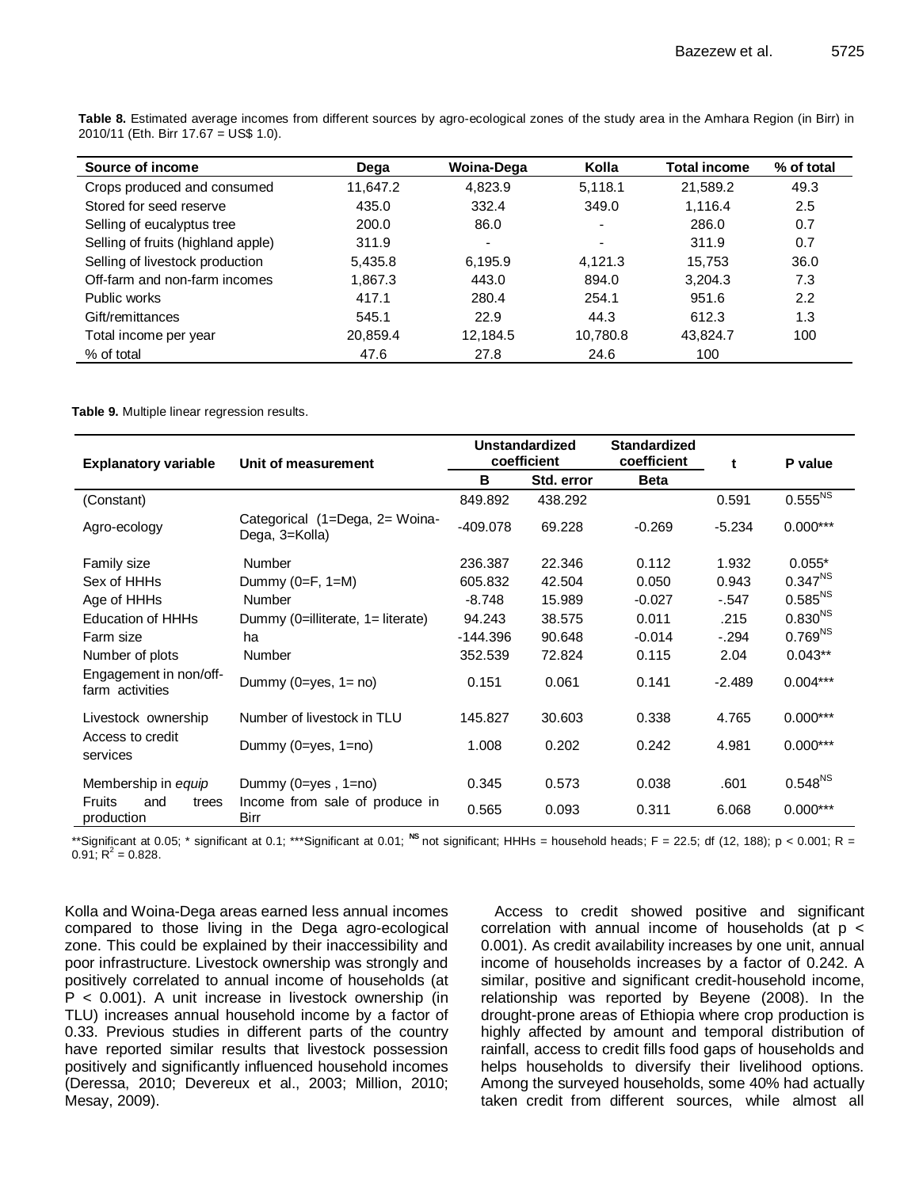**Table 8.** Estimated average incomes from different sources by agro-ecological zones of the study area in the Amhara Region (in Birr) in 2010/11 (Eth. Birr 17.67 = US$ 1.0).

| Source of income | Dega | Woina-Dega | Kolla | Total income | % of total |
|---|---|---|---|---|---|
| Crops produced and consumed | 11,647.2 | 4,823.9 | 5,118.1 | 21,589.2 | 49.3 |
| Stored for seed reserve | 435.0 | 332.4 | 349.0 | 1,116.4 | 2.5 |
| Selling of eucalyptus tree | 200.0 | 86.0 | - | 286.0 | 0.7 |
| Selling of fruits (highland apple) | 311.9 | - | - | 311.9 | 0.7 |
| Selling of livestock production | 5,435.8 | 6,195.9 | 4,121.3 | 15,753 | 36.0 |
| Off-farm and non-farm incomes | 1,867.3 | 443.0 | 894.0 | 3,204.3 | 7.3 |
| Public works | 417.1 | 280.4 | 254.1 | 951.6 | 2.2 |
| Gift/remittances | 545.1 | 22.9 | 44.3 | 612.3 | 1.3 |
| Total income per year | 20,859.4 | 12,184.5 | 10,780.8 | 43,824.7 | 100 |
| % of total | 47.6 | 27.8 | 24.6 | 100 | |

**Table 9.** Multiple linear regression results.

| Explanatory variable | Unit of measurement | Unstandardized coefficient | | Standardized coefficient | t | P value |
|---|---|---|---|---|---|---|
| | | B | Std. error | Beta | | |
| (Constant) | | 849.892 | 438.292 | | 0.591 | 0.555[NS] |
| Agro-ecology | Categorical (1=Dega, 2= Woina-Dega, 3=Kolla) | -409.078 | 69.228 | -0.269 | -5.234 | 0.000*** |
| Family size | Number | 236.387 | 22.346 | 0.112 | 1.932 | 0.055* |
| Sex of HHHs | Dummy (0=F, 1=M) | 605.832 | 42.504 | 0.050 | 0.943 | 0.347[NS] |
| Age of HHHs | Number | -8.748 | 15.989 | -0.027 | -.547 | 0.585[NS] |
| Education of HHHs | Dummy (0=illiterate, 1= literate) | 94.243 | 38.575 | 0.011 | .215 | 0.830[NS] |
| Farm size | ha | -144.396 | 90.648 | -0.014 | -.294 | 0.769[NS] |
| Number of plots | Number | 352.539 | 72.824 | 0.115 | 2.04 | 0.043** |
| Engagement in non/off-farm activities | Dummy (0=yes, 1= no) | 0.151 | 0.061 | 0.141 | -2.489 | 0.004*** |
| Livestock ownership | Number of livestock in TLU | 145.827 | 30.603 | 0.338 | 4.765 | 0.000*** |
| Access to credit services | Dummy (0=yes, 1=no) | 1.008 | 0.202 | 0.242 | 4.981 | 0.000*** |
| Membership in *equip* | Dummy (0=yes , 1=no) | 0.345 | 0.573 | 0.038 | .601 | 0.548[NS] |
| Fruits and trees production | Income from sale of produce in Birr | 0.565 | 0.093 | 0.311 | 6.068 | 0.000*** |

**Significant at 0.05; * significant at 0.1; ***Significant at 0.01; [NS] not significant; HHHs = household heads; F = 22.5; df (12, 188); $p < 0.001$; R = 0.91; $R^2 = 0.828$.

Kolla and Woina-Dega areas earned less annual incomes compared to those living in the Dega agro-ecological zone. This could be explained by their inaccessibility and poor infrastructure. Livestock ownership was strongly and positively correlated to annual income of households (at $P < 0.001$). A unit increase in livestock ownership (in TLU) increases annual household income by a factor of 0.33. Previous studies in different parts of the country have reported similar results that livestock possession positively and significantly influenced household incomes (Deressa, 2010; Devereux et al., 2003; Million, 2010; Mesay, 2009).

Access to credit showed positive and significant correlation with annual income of households (at $p < 0.001$). As credit availability increases by one unit, annual income of households increases by a factor of 0.242. A similar, positive and significant credit-household income, relationship was reported by Beyene (2008). In the drought-prone areas of Ethiopia where crop production is highly affected by amount and temporal distribution of rainfall, access to credit fills food gaps of households and helps households to diversify their livelihood options. Among the surveyed households, some 40% had actually taken credit from different sources, while almost all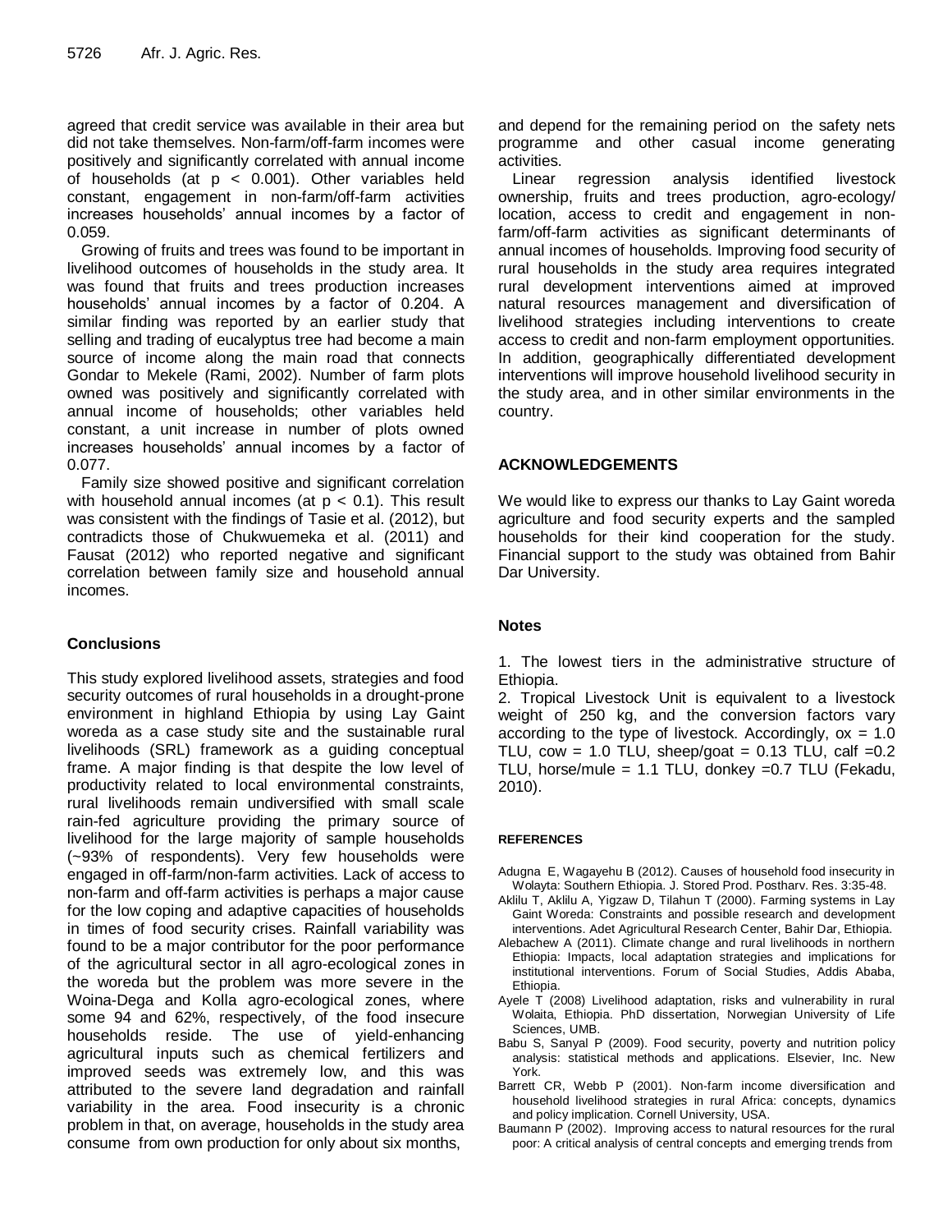agreed that credit service was available in their area but did not take themselves. Non-farm/off-farm incomes were positively and significantly correlated with annual income of households (at $p < 0.001$). Other variables held constant, engagement in non-farm/off-farm activities increases households' annual incomes by a factor of 0.059.

Growing of fruits and trees was found to be important in livelihood outcomes of households in the study area. It was found that fruits and trees production increases households' annual incomes by a factor of 0.204. A similar finding was reported by an earlier study that selling and trading of eucalyptus tree had become a main source of income along the main road that connects Gondar to Mekele (Rami, 2002). Number of farm plots owned was positively and significantly correlated with annual income of households; other variables held constant, a unit increase in number of plots owned increases households' annual incomes by a factor of 0.077.

Family size showed positive and significant correlation with household annual incomes (at $p < 0.1$). This result was consistent with the findings of Tasie et al. (2012), but contradicts those of Chukwuemeka et al. (2011) and Fausat (2012) who reported negative and significant correlation between family size and household annual incomes.

## Conclusions

This study explored livelihood assets, strategies and food security outcomes of rural households in a drought-prone environment in highland Ethiopia by using Lay Gaint woreda as a case study site and the sustainable rural livelihoods (SRL) framework as a guiding conceptual frame. A major finding is that despite the low level of productivity related to local environmental constraints, rural livelihoods remain undiversified with small scale rain-fed agriculture providing the primary source of livelihood for the large majority of sample households (~93% of respondents). Very few households were engaged in off-farm/non-farm activities. Lack of access to non-farm and off-farm activities is perhaps a major cause for the low coping and adaptive capacities of households in times of food security crises. Rainfall variability was found to be a major contributor for the poor performance of the agricultural sector in all agro-ecological zones in the woreda but the problem was more severe in the Woina-Dega and Kolla agro-ecological zones, where some 94 and 62%, respectively, of the food insecure households reside. The use of yield-enhancing agricultural inputs such as chemical fertilizers and improved seeds was extremely low, and this was attributed to the severe land degradation and rainfall variability in the area. Food insecurity is a chronic problem in that, on average, households in the study area consume from own production for only about six months, and depend for the remaining period on the safety nets programme and other casual income generating activities.

Linear regression analysis identified livestock ownership, fruits and trees production, agro-ecology/ location, access to credit and engagement in non-farm/off-farm activities as significant determinants of annual incomes of households. Improving food security of rural households in the study area requires integrated rural development interventions aimed at improved natural resources management and diversification of livelihood strategies including interventions to create access to credit and non-farm employment opportunities. In addition, geographically differentiated development interventions will improve household livelihood security in the study area, and in other similar environments in the country.

## ACKNOWLEDGEMENTS

We would like to express our thanks to Lay Gaint woreda agriculture and food security experts and the sampled households for their kind cooperation for the study. Financial support to the study was obtained from Bahir Dar University.

## Notes

1. The lowest tiers in the administrative structure of Ethiopia.
2. Tropical Livestock Unit is equivalent to a livestock weight of 250 kg, and the conversion factors vary according to the type of livestock. Accordingly, ox = 1.0 TLU, cow = 1.0 TLU, sheep/goat = 0.13 TLU, calf =0.2 TLU, horse/mule = 1.1 TLU, donkey =0.7 TLU (Fekadu, 2010).

## REFERENCES

Adugna E, Wagayehu B (2012). Causes of household food insecurity in Wolayta: Southern Ethiopia. J. Stored Prod. Postharv. Res. 3:35-48.

Aklilu T, Aklilu A, Yigzaw D, Tilahun T (2000). Farming systems in Lay Gaint Woreda: Constraints and possible research and development interventions. Adet Agricultural Research Center, Bahir Dar, Ethiopia.

Alebachew A (2011). Climate change and rural livelihoods in northern Ethiopia: Impacts, local adaptation strategies and implications for institutional interventions. Forum of Social Studies, Addis Ababa, Ethiopia.

Ayele T (2008) Livelihood adaptation, risks and vulnerability in rural Wolaita, Ethiopia. PhD dissertation, Norwegian University of Life Sciences, UMB.

Babu S, Sanyal P (2009). Food security, poverty and nutrition policy analysis: statistical methods and applications. Elsevier, Inc. New York.

Barrett CR, Webb P (2001). Non-farm income diversification and household livelihood strategies in rural Africa: concepts, dynamics and policy implication. Cornell University, USA.

Baumann P (2002). Improving access to natural resources for the rural poor: A critical analysis of central concepts and emerging trends from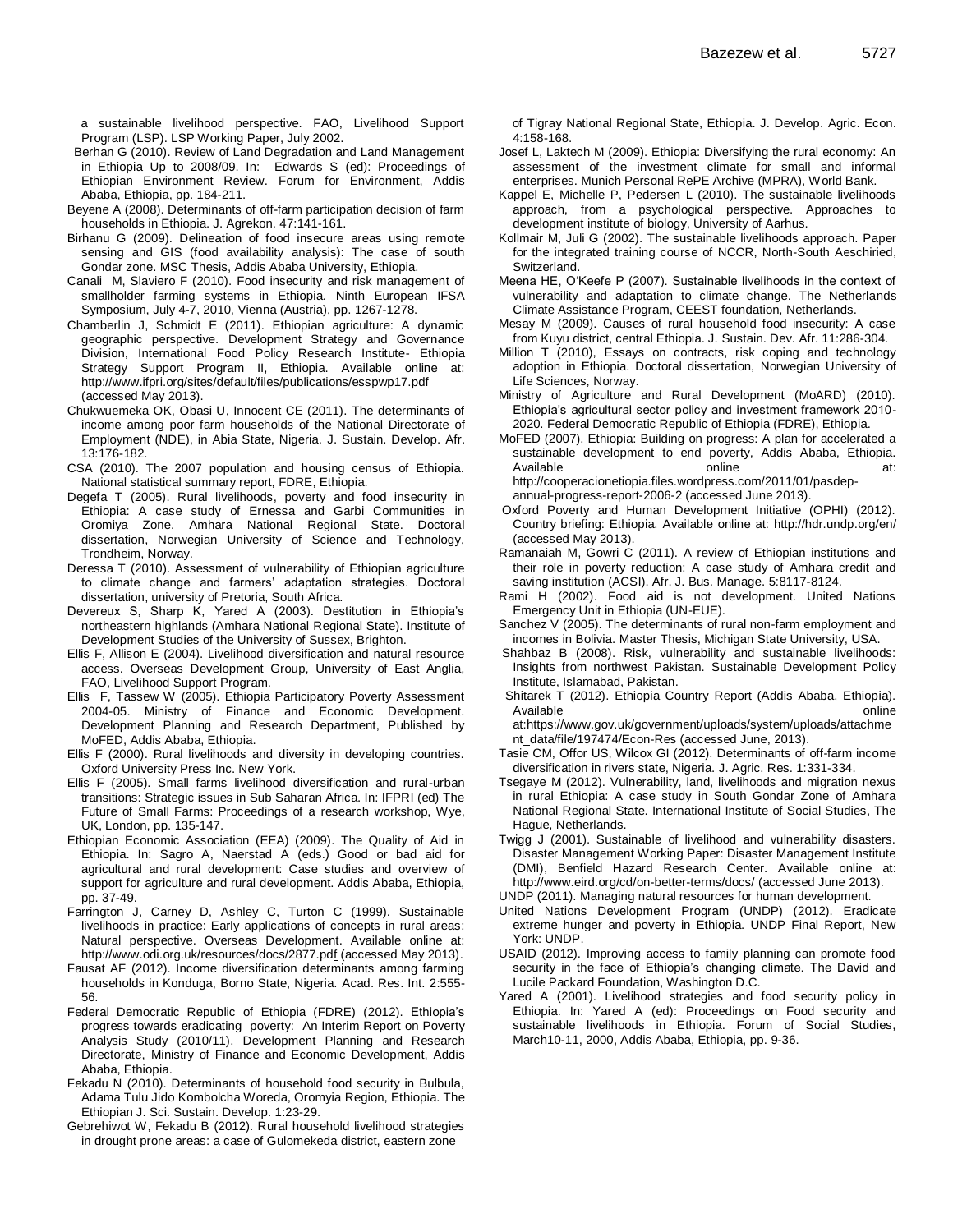a sustainable livelihood perspective. FAO, Livelihood Support Program (LSP). LSP Working Paper, July 2002.

Berhan G (2010). Review of Land Degradation and Land Management in Ethiopia Up to 2008/09. In: Edwards S (ed): Proceedings of Ethiopian Environment Review. Forum for Environment, Addis Ababa, Ethiopia, pp. 184-211.

Beyene A (2008). Determinants of off-farm participation decision of farm households in Ethiopia. J. Agrekon. 47:141-161.

Birhanu G (2009). Delineation of food insecure areas using remote sensing and GIS (food availability analysis): The case of south Gondar zone. MSC Thesis, Addis Ababa University, Ethiopia.

Canali M, Slaviero F (2010). Food insecurity and risk management of smallholder farming systems in Ethiopia. Ninth European IFSA Symposium, July 4-7, 2010, Vienna (Austria), pp. 1267-1278.

Chamberlin J, Schmidt E (2011). Ethiopian agriculture: A dynamic geographic perspective. Development Strategy and Governance Division, International Food Policy Research Institute- Ethiopia Strategy Support Program II, Ethiopia. Available online at: http://www.ifpri.org/sites/default/files/publications/esspwp17.pdf (accessed May 2013).

Chukwuemeka OK, Obasi U, Innocent CE (2011). The determinants of income among poor farm households of the National Directorate of Employment (NDE), in Abia State, Nigeria. J. Sustain. Develop. Afr. 13:176-182.

CSA (2010). The 2007 population and housing census of Ethiopia. National statistical summary report, FDRE, Ethiopia.

Degefa T (2005). Rural livelihoods, poverty and food insecurity in Ethiopia: A case study of Ernessa and Garbi Communities in Oromiya Zone. Amhara National Regional State. Doctoral dissertation, Norwegian University of Science and Technology, Trondheim, Norway.

Deressa T (2010). Assessment of vulnerability of Ethiopian agriculture to climate change and farmers' adaptation strategies. Doctoral dissertation, university of Pretoria, South Africa.

Devereux S, Sharp K, Yared A (2003). Destitution in Ethiopia's northeastern highlands (Amhara National Regional State). Institute of Development Studies of the University of Sussex, Brighton.

Ellis F, Allison E (2004). Livelihood diversification and natural resource access. Overseas Development Group, University of East Anglia, FAO, Livelihood Support Program.

Ellis F, Tassew W (2005). Ethiopia Participatory Poverty Assessment 2004-05. Ministry of Finance and Economic Development. Development Planning and Research Department, Published by MoFED, Addis Ababa, Ethiopia.

Ellis F (2000). Rural livelihoods and diversity in developing countries. Oxford University Press Inc. New York.

Ellis F (2005). Small farms livelihood diversification and rural-urban transitions: Strategic issues in Sub Saharan Africa. In: IFPRI (ed) The Future of Small Farms: Proceedings of a research workshop, Wye, UK, London, pp. 135-147.

Ethiopian Economic Association (EEA) (2009). The Quality of Aid in Ethiopia. In: Sagro A, Naerstad A (eds.) Good or bad aid for agricultural and rural development: Case studies and overview of support for agriculture and rural development. Addis Ababa, Ethiopia, pp. 37-49.

Farrington J, Carney D, Ashley C, Turton C (1999). Sustainable livelihoods in practice: Early applications of concepts in rural areas: Natural perspective. Overseas Development. Available online at: http://www.odi.org.uk/resources/docs/2877.pdf (accessed May 2013).

Fausat AF (2012). Income diversification determinants among farming households in Konduga, Borno State, Nigeria. Acad. Res. Int. 2:555-56.

Federal Democratic Republic of Ethiopia (FDRE) (2012). Ethiopia's progress towards eradicating poverty: An Interim Report on Poverty Analysis Study (2010/11). Development Planning and Research Directorate, Ministry of Finance and Economic Development, Addis Ababa, Ethiopia.

Fekadu N (2010). Determinants of household food security in Bulbula, Adama Tulu Jido Kombolcha Woreda, Oromyia Region, Ethiopia. The Ethiopian J. Sci. Sustain. Develop. 1:23-29.

Gebrehiwot W, Fekadu B (2012). Rural household livelihood strategies in drought prone areas: a case of Gulomekeda district, eastern zone of Tigray National Regional State, Ethiopia. J. Develop. Agric. Econ. 4:158-168.

Josef L, Laktech M (2009). Ethiopia: Diversifying the rural economy: An assessment of the investment climate for small and informal enterprises. Munich Personal RePE Archive (MPRA), World Bank.

Kappel E, Michelle P, Pedersen L (2010). The sustainable livelihoods approach, from a psychological perspective. Approaches to development institute of biology, University of Aarhus.

Kollmair M, Juli G (2002). The sustainable livelihoods approach. Paper for the integrated training course of NCCR, North-South Aeschiried, Switzerland.

Meena HE, O'Keefe P (2007). Sustainable livelihoods in the context of vulnerability and adaptation to climate change. The Netherlands Climate Assistance Program, CEEST foundation, Netherlands.

Mesay M (2009). Causes of rural household food insecurity: A case from Kuyu district, central Ethiopia. J. Sustain. Dev. Afr. 11:286-304.

Million T (2010), Essays on contracts, risk coping and technology adoption in Ethiopia. Doctoral dissertation, Norwegian University of Life Sciences, Norway.

Ministry of Agriculture and Rural Development (MoARD) (2010). Ethiopia's agricultural sector policy and investment framework 2010-2020. Federal Democratic Republic of Ethiopia (FDRE), Ethiopia.

MoFED (2007). Ethiopia: Building on progress: A plan for accelerated a sustainable development to end poverty, Addis Ababa, Ethiopia. Available online at: http://cooperacionetiopia.files.wordpress.com/2011/01/pasdep-annual-progress-report-2006-2 (accessed June 2013).

Oxford Poverty and Human Development Initiative (OPHI) (2012). Country briefing: Ethiopia. Available online at: http://hdr.undp.org/en/ (accessed May 2013).

Ramanaiah M, Gowri C (2011). A review of Ethiopian institutions and their role in poverty reduction: A case study of Amhara credit and saving institution (ACSI). Afr. J. Bus. Manage. 5:8117-8124.

Rami H (2002). Food aid is not development. United Nations Emergency Unit in Ethiopia (UN-EUE).

Sanchez V (2005). The determinants of rural non-farm employment and incomes in Bolivia. Master Thesis, Michigan State University, USA.

Shahbaz B (2008). Risk, vulnerability and sustainable livelihoods: Insights from northwest Pakistan. Sustainable Development Policy Institute, Islamabad, Pakistan.

Shitarek T (2012). Ethiopia Country Report (Addis Ababa, Ethiopia). Available online at:https://www.gov.uk/government/uploads/system/uploads/attachment_data/file/197474/Econ-Res (accessed June, 2013).

Tasie CM, Offor US, Wilcox GI (2012). Determinants of off-farm income diversification in rivers state, Nigeria. J. Agric. Res. 1:331-334.

Tsegaye M (2012). Vulnerability, land, livelihoods and migration nexus in rural Ethiopia: A case study in South Gondar Zone of Amhara National Regional State. International Institute of Social Studies, The Hague, Netherlands.

Twigg J (2001). Sustainable of livelihood and vulnerability disasters. Disaster Management Working Paper: Disaster Management Institute (DMI), Benfield Hazard Research Center. Available online at: http://www.eird.org/cd/on-better-terms/docs/ (accessed June 2013).

UNDP (2011). Managing natural resources for human development.

United Nations Development Program (UNDP) (2012). Eradicate extreme hunger and poverty in Ethiopia. UNDP Final Report, New York: UNDP.

USAID (2012). Improving access to family planning can promote food security in the face of Ethiopia's changing climate. The David and Lucile Packard Foundation, Washington D.C.

Yared A (2001). Livelihood strategies and food security policy in Ethiopia. In: Yared A (ed): Proceedings on Food security and sustainable livelihoods in Ethiopia. Forum of Social Studies, March10-11, 2000, Addis Ababa, Ethiopia, pp. 9-36.